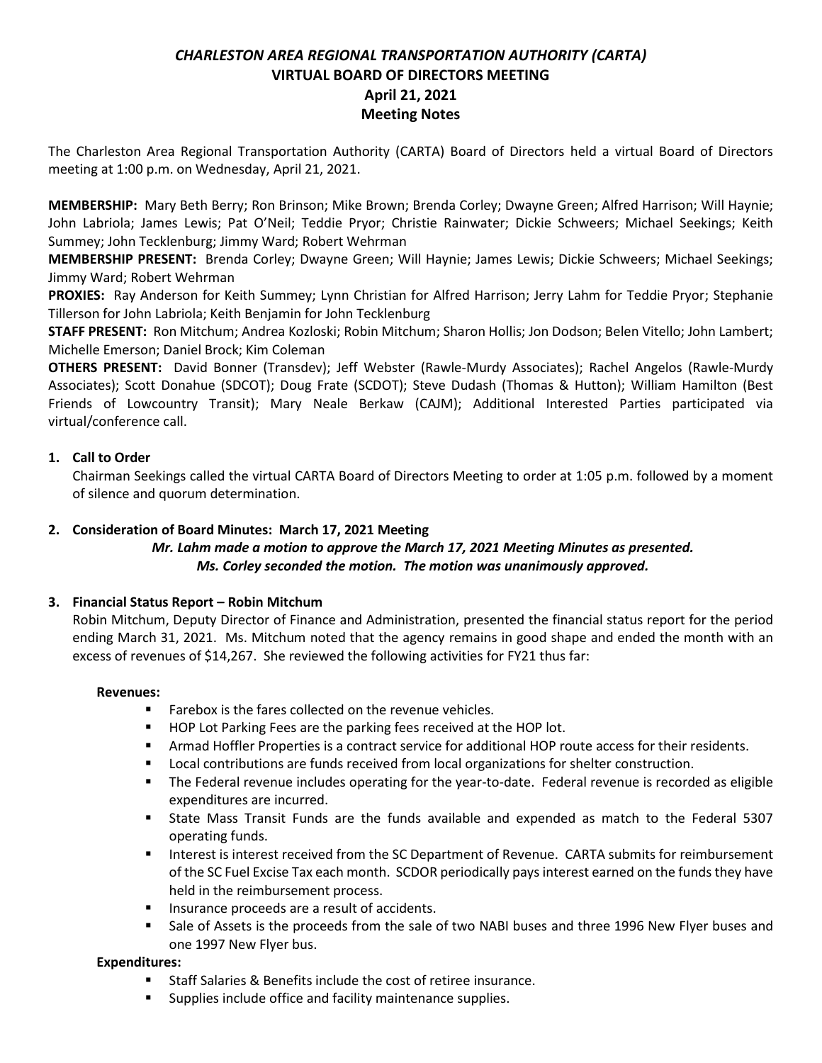# *CHARLESTON AREA REGIONAL TRANSPORTATION AUTHORITY (CARTA)*
## VIRTUAL BOARD OF DIRECTORS MEETING
## April 21, 2021
## Meeting Notes

The Charleston Area Regional Transportation Authority (CARTA) Board of Directors held a virtual Board of Directors meeting at 1:00 p.m. on Wednesday, April 21, 2021.

**MEMBERSHIP:** Mary Beth Berry; Ron Brinson; Mike Brown; Brenda Corley; Dwayne Green; Alfred Harrison; Will Haynie; John Labriola; James Lewis; Pat O'Neil; Teddie Pryor; Christie Rainwater; Dickie Schweers; Michael Seekings; Keith Summey; John Tecklenburg; Jimmy Ward; Robert Wehrman

**MEMBERSHIP PRESENT:** Brenda Corley; Dwayne Green; Will Haynie; James Lewis; Dickie Schweers; Michael Seekings; Jimmy Ward; Robert Wehrman

**PROXIES:** Ray Anderson for Keith Summey; Lynn Christian for Alfred Harrison; Jerry Lahm for Teddie Pryor; Stephanie Tillerson for John Labriola; Keith Benjamin for John Tecklenburg

**STAFF PRESENT:** Ron Mitchum; Andrea Kozloski; Robin Mitchum; Sharon Hollis; Jon Dodson; Belen Vitello; John Lambert; Michelle Emerson; Daniel Brock; Kim Coleman

**OTHERS PRESENT:** David Bonner (Transdev); Jeff Webster (Rawle-Murdy Associates); Rachel Angelos (Rawle-Murdy Associates); Scott Donahue (SDCOT); Doug Frate (SCDOT); Steve Dudash (Thomas & Hutton); William Hamilton (Best Friends of Lowcountry Transit); Mary Neale Berkaw (CAJM); Additional Interested Parties participated via virtual/conference call.

1. **Call to Order**

   Chairman Seekings called the virtual CARTA Board of Directors Meeting to order at 1:05 p.m. followed by a moment of silence and quorum determination.

2. **Consideration of Board Minutes: March 17, 2021 Meeting**

   ***Mr. Lahm made a motion to approve the March 17, 2021 Meeting Minutes as presented. Ms. Corley seconded the motion. The motion was unanimously approved.***

3. **Financial Status Report – Robin Mitchum**

   Robin Mitchum, Deputy Director of Finance and Administration, presented the financial status report for the period ending March 31, 2021. Ms. Mitchum noted that the agency remains in good shape and ended the month with an excess of revenues of $14,267. She reviewed the following activities for FY21 thus far:

   **Revenues:**
   - Farebox is the fares collected on the revenue vehicles.
   - HOP Lot Parking Fees are the parking fees received at the HOP lot.
   - Armad Hoffler Properties is a contract service for additional HOP route access for their residents.
   - Local contributions are funds received from local organizations for shelter construction.
   - The Federal revenue includes operating for the year-to-date. Federal revenue is recorded as eligible expenditures are incurred.
   - State Mass Transit Funds are the funds available and expended as match to the Federal 5307 operating funds.
   - Interest is interest received from the SC Department of Revenue. CARTA submits for reimbursement of the SC Fuel Excise Tax each month. SCDOR periodically pays interest earned on the funds they have held in the reimbursement process.
   - Insurance proceeds are a result of accidents.
   - Sale of Assets is the proceeds from the sale of two NABI buses and three 1996 New Flyer buses and one 1997 New Flyer bus.

   **Expenditures:**
   - Staff Salaries & Benefits include the cost of retiree insurance.
   - Supplies include office and facility maintenance supplies.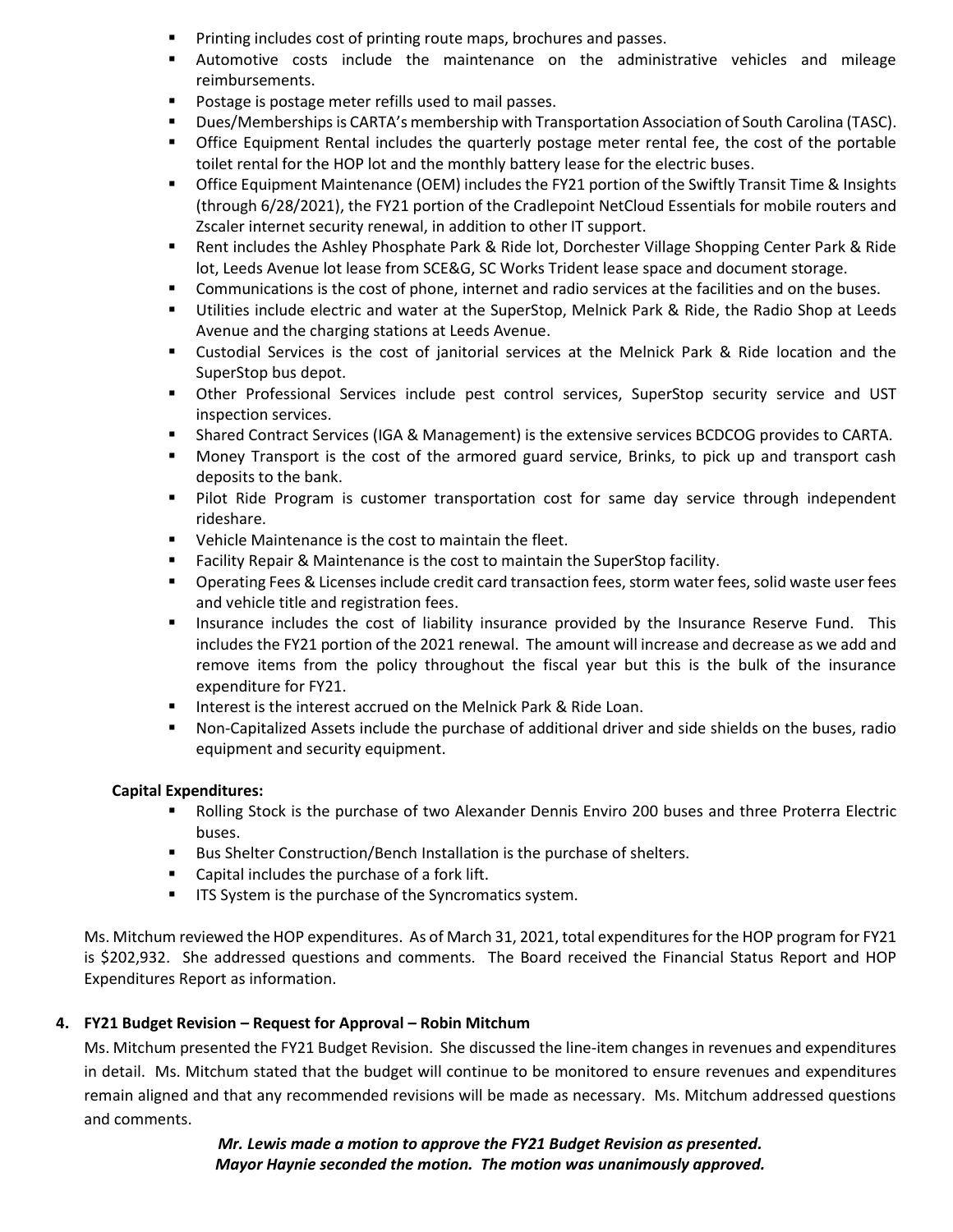- Printing includes cost of printing route maps, brochures and passes.
- Automotive costs include the maintenance on the administrative vehicles and mileage reimbursements.
- Postage is postage meter refills used to mail passes.
- Dues/Memberships is CARTA's membership with Transportation Association of South Carolina (TASC).
- Office Equipment Rental includes the quarterly postage meter rental fee, the cost of the portable toilet rental for the HOP lot and the monthly battery lease for the electric buses.
- Office Equipment Maintenance (OEM) includes the FY21 portion of the Swiftly Transit Time & Insights (through 6/28/2021), the FY21 portion of the Cradlepoint NetCloud Essentials for mobile routers and Zscaler internet security renewal, in addition to other IT support.
- Rent includes the Ashley Phosphate Park & Ride lot, Dorchester Village Shopping Center Park & Ride lot, Leeds Avenue lot lease from SCE&G, SC Works Trident lease space and document storage.
- Communications is the cost of phone, internet and radio services at the facilities and on the buses.
- Utilities include electric and water at the SuperStop, Melnick Park & Ride, the Radio Shop at Leeds Avenue and the charging stations at Leeds Avenue.
- Custodial Services is the cost of janitorial services at the Melnick Park & Ride location and the SuperStop bus depot.
- Other Professional Services include pest control services, SuperStop security service and UST inspection services.
- Shared Contract Services (IGA & Management) is the extensive services BCDCOG provides to CARTA.
- Money Transport is the cost of the armored guard service, Brinks, to pick up and transport cash deposits to the bank.
- Pilot Ride Program is customer transportation cost for same day service through independent rideshare.
- Vehicle Maintenance is the cost to maintain the fleet.
- Facility Repair & Maintenance is the cost to maintain the SuperStop facility.
- Operating Fees & Licenses include credit card transaction fees, storm water fees, solid waste user fees and vehicle title and registration fees.
- Insurance includes the cost of liability insurance provided by the Insurance Reserve Fund. This includes the FY21 portion of the 2021 renewal. The amount will increase and decrease as we add and remove items from the policy throughout the fiscal year but this is the bulk of the insurance expenditure for FY21.
- Interest is the interest accrued on the Melnick Park & Ride Loan.
- Non-Capitalized Assets include the purchase of additional driver and side shields on the buses, radio equipment and security equipment.

**Capital Expenditures:**

- Rolling Stock is the purchase of two Alexander Dennis Enviro 200 buses and three Proterra Electric buses.
- Bus Shelter Construction/Bench Installation is the purchase of shelters.
- Capital includes the purchase of a fork lift.
- ITS System is the purchase of the Syncromatics system.

Ms. Mitchum reviewed the HOP expenditures. As of March 31, 2021, total expenditures for the HOP program for FY21 is $202,932. She addressed questions and comments. The Board received the Financial Status Report and HOP Expenditures Report as information.

**4. FY21 Budget Revision – Request for Approval – Robin Mitchum**

Ms. Mitchum presented the FY21 Budget Revision. She discussed the line-item changes in revenues and expenditures in detail. Ms. Mitchum stated that the budget will continue to be monitored to ensure revenues and expenditures remain aligned and that any recommended revisions will be made as necessary. Ms. Mitchum addressed questions and comments.

***Mr. Lewis made a motion to approve the FY21 Budget Revision as presented. Mayor Haynie seconded the motion. The motion was unanimously approved.***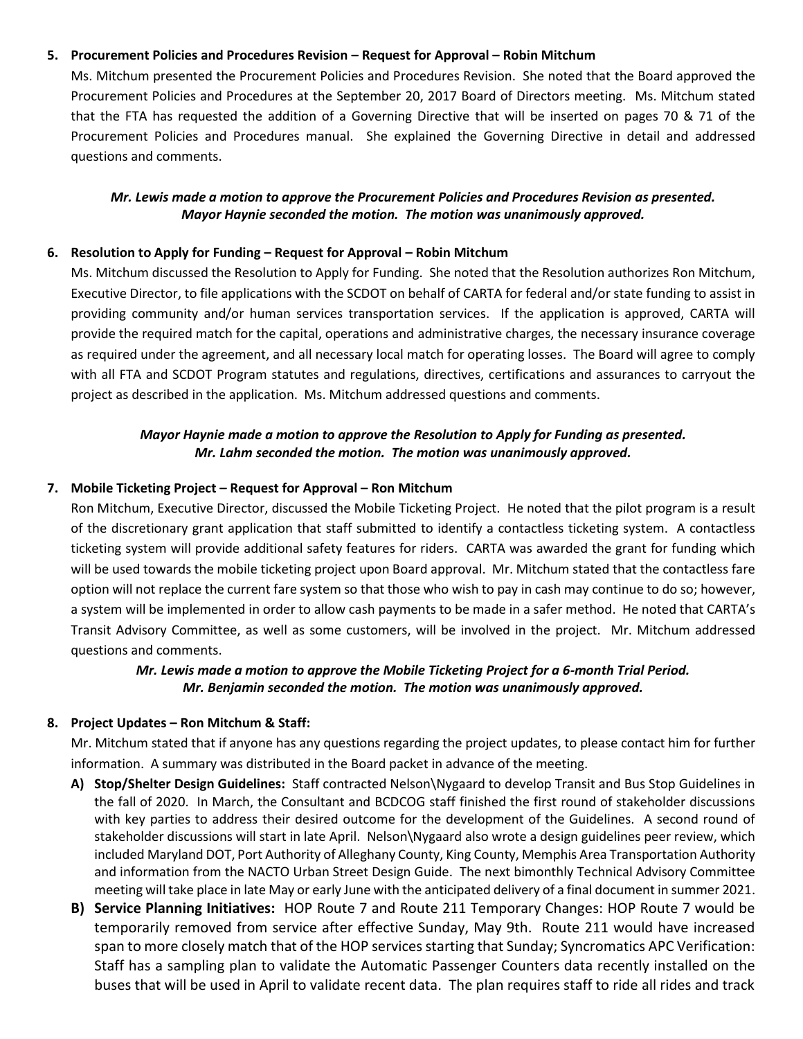5. **Procurement Policies and Procedures Revision – Request for Approval – Robin Mitchum**

   Ms. Mitchum presented the Procurement Policies and Procedures Revision. She noted that the Board approved the Procurement Policies and Procedures at the September 20, 2017 Board of Directors meeting. Ms. Mitchum stated that the FTA has requested the addition of a Governing Directive that will be inserted on pages 70 & 71 of the Procurement Policies and Procedures manual. She explained the Governing Directive in detail and addressed questions and comments.

   ***Mr. Lewis made a motion to approve the Procurement Policies and Procedures Revision as presented. Mayor Haynie seconded the motion. The motion was unanimously approved.***

6. **Resolution to Apply for Funding – Request for Approval – Robin Mitchum**

   Ms. Mitchum discussed the Resolution to Apply for Funding. She noted that the Resolution authorizes Ron Mitchum, Executive Director, to file applications with the SCDOT on behalf of CARTA for federal and/or state funding to assist in providing community and/or human services transportation services. If the application is approved, CARTA will provide the required match for the capital, operations and administrative charges, the necessary insurance coverage as required under the agreement, and all necessary local match for operating losses. The Board will agree to comply with all FTA and SCDOT Program statutes and regulations, directives, certifications and assurances to carryout the project as described in the application. Ms. Mitchum addressed questions and comments.

   ***Mayor Haynie made a motion to approve the Resolution to Apply for Funding as presented. Mr. Lahm seconded the motion. The motion was unanimously approved.***

7. **Mobile Ticketing Project – Request for Approval – Ron Mitchum**

   Ron Mitchum, Executive Director, discussed the Mobile Ticketing Project. He noted that the pilot program is a result of the discretionary grant application that staff submitted to identify a contactless ticketing system. A contactless ticketing system will provide additional safety features for riders. CARTA was awarded the grant for funding which will be used towards the mobile ticketing project upon Board approval. Mr. Mitchum stated that the contactless fare option will not replace the current fare system so that those who wish to pay in cash may continue to do so; however, a system will be implemented in order to allow cash payments to be made in a safer method. He noted that CARTA's Transit Advisory Committee, as well as some customers, will be involved in the project. Mr. Mitchum addressed questions and comments.

   ***Mr. Lewis made a motion to approve the Mobile Ticketing Project for a 6-month Trial Period. Mr. Benjamin seconded the motion. The motion was unanimously approved.***

8. **Project Updates – Ron Mitchum & Staff:**

   Mr. Mitchum stated that if anyone has any questions regarding the project updates, to please contact him for further information. A summary was distributed in the Board packet in advance of the meeting.

   A) **Stop/Shelter Design Guidelines:** Staff contracted Nelson\Nygaard to develop Transit and Bus Stop Guidelines in the fall of 2020. In March, the Consultant and BCDCOG staff finished the first round of stakeholder discussions with key parties to address their desired outcome for the development of the Guidelines. A second round of stakeholder discussions will start in late April. Nelson\Nygaard also wrote a design guidelines peer review, which included Maryland DOT, Port Authority of Alleghany County, King County, Memphis Area Transportation Authority and information from the NACTO Urban Street Design Guide. The next bimonthly Technical Advisory Committee meeting will take place in late May or early June with the anticipated delivery of a final document in summer 2021.

   B) **Service Planning Initiatives:** HOP Route 7 and Route 211 Temporary Changes: HOP Route 7 would be temporarily removed from service after effective Sunday, May 9th. Route 211 would have increased span to more closely match that of the HOP services starting that Sunday; Syncromatics APC Verification: Staff has a sampling plan to validate the Automatic Passenger Counters data recently installed on the buses that will be used in April to validate recent data. The plan requires staff to ride all rides and track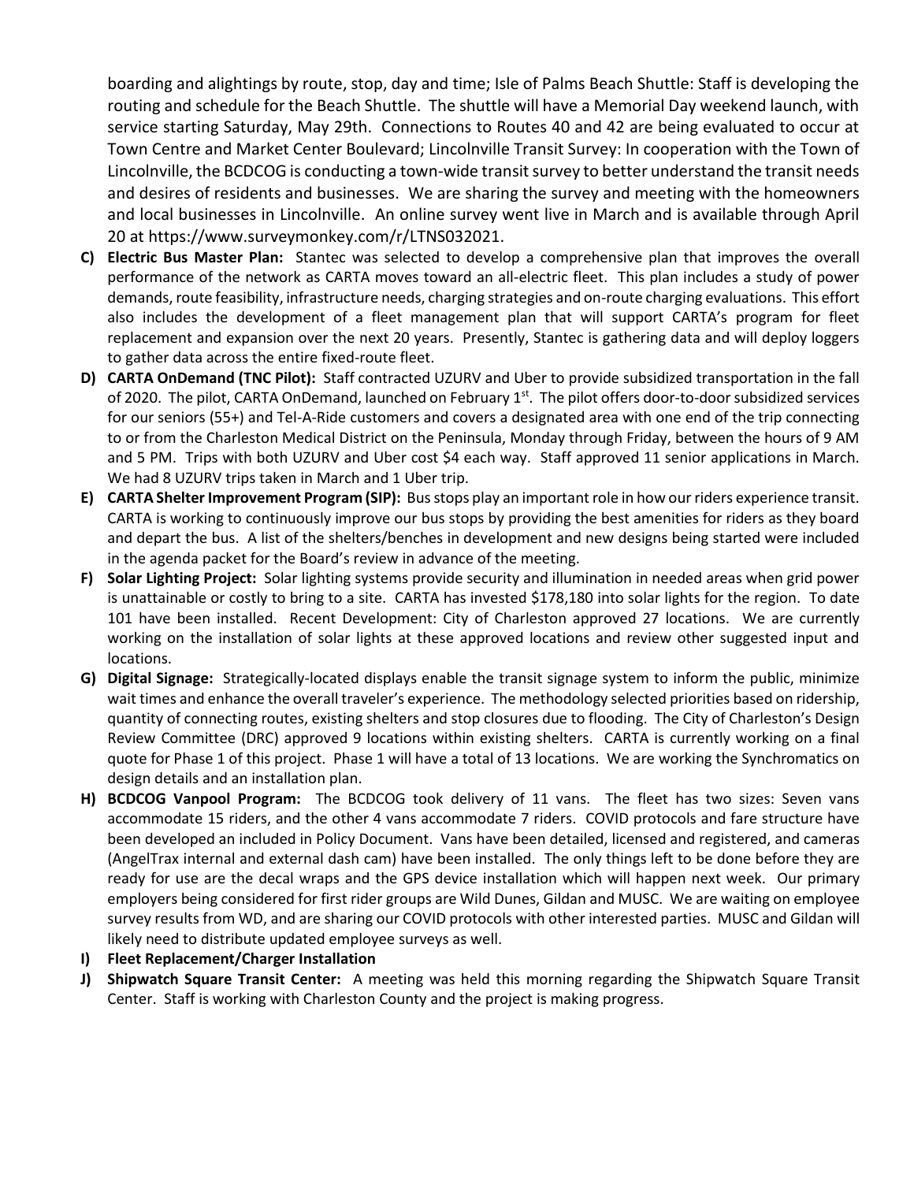boarding and alightings by route, stop, day and time; Isle of Palms Beach Shuttle: Staff is developing the routing and schedule for the Beach Shuttle. The shuttle will have a Memorial Day weekend launch, with service starting Saturday, May 29th. Connections to Routes 40 and 42 are being evaluated to occur at Town Centre and Market Center Boulevard; Lincolnville Transit Survey: In cooperation with the Town of Lincolnville, the BCDCOG is conducting a town-wide transit survey to better understand the transit needs and desires of residents and businesses. We are sharing the survey and meeting with the homeowners and local businesses in Lincolnville. An online survey went live in March and is available through April 20 at https://www.surveymonkey.com/r/LTNS032021.

C) **Electric Bus Master Plan:** Stantec was selected to develop a comprehensive plan that improves the overall performance of the network as CARTA moves toward an all-electric fleet. This plan includes a study of power demands, route feasibility, infrastructure needs, charging strategies and on-route charging evaluations. This effort also includes the development of a fleet management plan that will support CARTA's program for fleet replacement and expansion over the next 20 years. Presently, Stantec is gathering data and will deploy loggers to gather data across the entire fixed-route fleet.

D) **CARTA OnDemand (TNC Pilot):** Staff contracted UZURV and Uber to provide subsidized transportation in the fall of 2020. The pilot, CARTA OnDemand, launched on February 1st. The pilot offers door-to-door subsidized services for our seniors (55+) and Tel-A-Ride customers and covers a designated area with one end of the trip connecting to or from the Charleston Medical District on the Peninsula, Monday through Friday, between the hours of 9 AM and 5 PM. Trips with both UZURV and Uber cost $4 each way. Staff approved 11 senior applications in March. We had 8 UZURV trips taken in March and 1 Uber trip.

E) **CARTA Shelter Improvement Program (SIP):** Bus stops play an important role in how our riders experience transit. CARTA is working to continuously improve our bus stops by providing the best amenities for riders as they board and depart the bus. A list of the shelters/benches in development and new designs being started were included in the agenda packet for the Board's review in advance of the meeting.

F) **Solar Lighting Project:** Solar lighting systems provide security and illumination in needed areas when grid power is unattainable or costly to bring to a site. CARTA has invested $178,180 into solar lights for the region. To date 101 have been installed. Recent Development: City of Charleston approved 27 locations. We are currently working on the installation of solar lights at these approved locations and review other suggested input and locations.

G) **Digital Signage:** Strategically-located displays enable the transit signage system to inform the public, minimize wait times and enhance the overall traveler's experience. The methodology selected priorities based on ridership, quantity of connecting routes, existing shelters and stop closures due to flooding. The City of Charleston's Design Review Committee (DRC) approved 9 locations within existing shelters. CARTA is currently working on a final quote for Phase 1 of this project. Phase 1 will have a total of 13 locations. We are working the Synchromatics on design details and an installation plan.

H) **BCDCOG Vanpool Program:** The BCDCOG took delivery of 11 vans. The fleet has two sizes: Seven vans accommodate 15 riders, and the other 4 vans accommodate 7 riders. COVID protocols and fare structure have been developed an included in Policy Document. Vans have been detailed, licensed and registered, and cameras (AngelTrax internal and external dash cam) have been installed. The only things left to be done before they are ready for use are the decal wraps and the GPS device installation which will happen next week. Our primary employers being considered for first rider groups are Wild Dunes, Gildan and MUSC. We are waiting on employee survey results from WD, and are sharing our COVID protocols with other interested parties. MUSC and Gildan will likely need to distribute updated employee surveys as well.

I) **Fleet Replacement/Charger Installation**

J) **Shipwatch Square Transit Center:** A meeting was held this morning regarding the Shipwatch Square Transit Center. Staff is working with Charleston County and the project is making progress.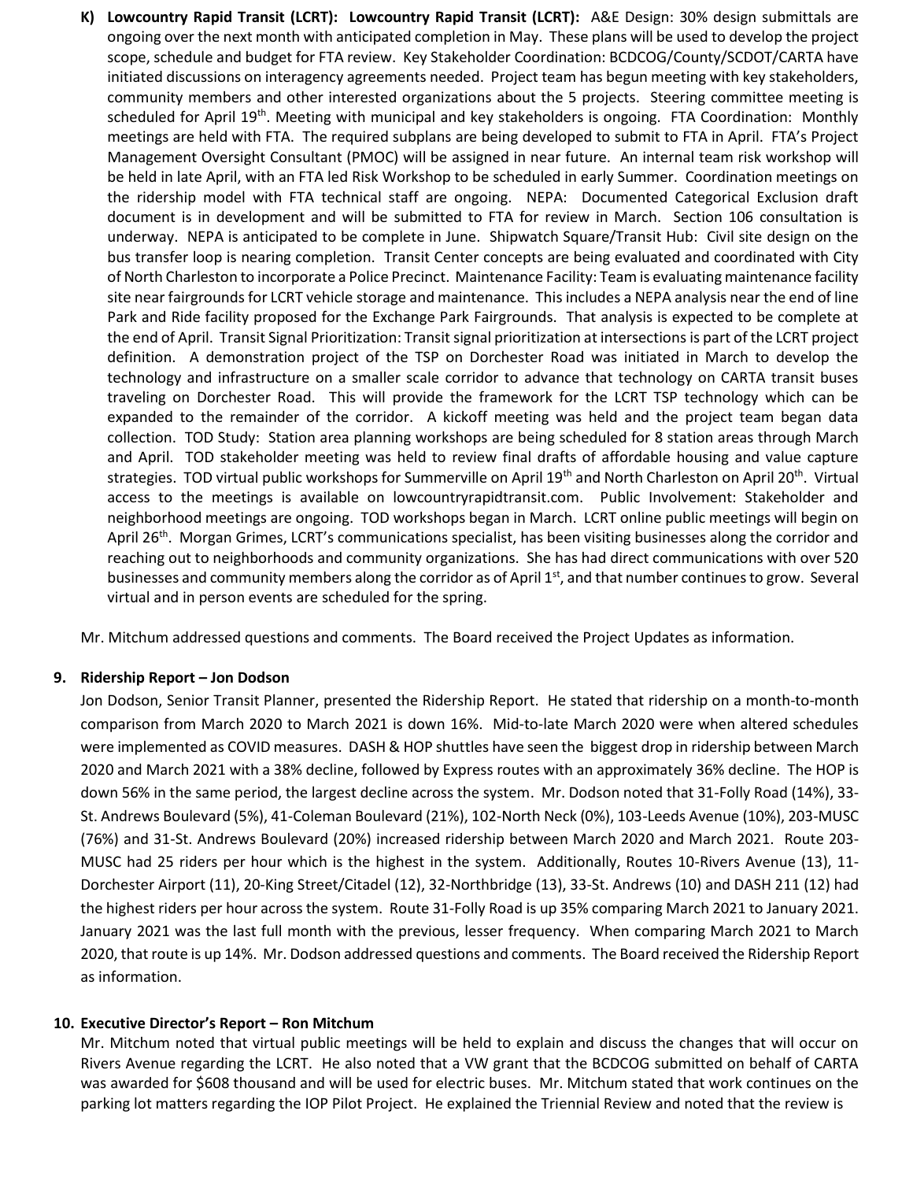**K) Lowcountry Rapid Transit (LCRT): Lowcountry Rapid Transit (LCRT):** A&E Design: 30% design submittals are ongoing over the next month with anticipated completion in May. These plans will be used to develop the project scope, schedule and budget for FTA review. Key Stakeholder Coordination: BCDCOG/County/SCDOT/CARTA have initiated discussions on interagency agreements needed. Project team has begun meeting with key stakeholders, community members and other interested organizations about the 5 projects. Steering committee meeting is scheduled for April 19th. Meeting with municipal and key stakeholders is ongoing. FTA Coordination: Monthly meetings are held with FTA. The required subplans are being developed to submit to FTA in April. FTA's Project Management Oversight Consultant (PMOC) will be assigned in near future. An internal team risk workshop will be held in late April, with an FTA led Risk Workshop to be scheduled in early Summer. Coordination meetings on the ridership model with FTA technical staff are ongoing. NEPA: Documented Categorical Exclusion draft document is in development and will be submitted to FTA for review in March. Section 106 consultation is underway. NEPA is anticipated to be complete in June. Shipwatch Square/Transit Hub: Civil site design on the bus transfer loop is nearing completion. Transit Center concepts are being evaluated and coordinated with City of North Charleston to incorporate a Police Precinct. Maintenance Facility: Team is evaluating maintenance facility site near fairgrounds for LCRT vehicle storage and maintenance. This includes a NEPA analysis near the end of line Park and Ride facility proposed for the Exchange Park Fairgrounds. That analysis is expected to be complete at the end of April. Transit Signal Prioritization: Transit signal prioritization at intersections is part of the LCRT project definition. A demonstration project of the TSP on Dorchester Road was initiated in March to develop the technology and infrastructure on a smaller scale corridor to advance that technology on CARTA transit buses traveling on Dorchester Road. This will provide the framework for the LCRT TSP technology which can be expanded to the remainder of the corridor. A kickoff meeting was held and the project team began data collection. TOD Study: Station area planning workshops are being scheduled for 8 station areas through March and April. TOD stakeholder meeting was held to review final drafts of affordable housing and value capture strategies. TOD virtual public workshops for Summerville on April 19th and North Charleston on April 20th. Virtual access to the meetings is available on lowcountryrapidtransit.com. Public Involvement: Stakeholder and neighborhood meetings are ongoing. TOD workshops began in March. LCRT online public meetings will begin on April 26th. Morgan Grimes, LCRT's communications specialist, has been visiting businesses along the corridor and reaching out to neighborhoods and community organizations. She has had direct communications with over 520 businesses and community members along the corridor as of April 1st, and that number continues to grow. Several virtual and in person events are scheduled for the spring.

Mr. Mitchum addressed questions and comments. The Board received the Project Updates as information.

**9. Ridership Report – Jon Dodson**

Jon Dodson, Senior Transit Planner, presented the Ridership Report. He stated that ridership on a month-to-month comparison from March 2020 to March 2021 is down 16%. Mid-to-late March 2020 were when altered schedules were implemented as COVID measures. DASH & HOP shuttles have seen the biggest drop in ridership between March 2020 and March 2021 with a 38% decline, followed by Express routes with an approximately 36% decline. The HOP is down 56% in the same period, the largest decline across the system. Mr. Dodson noted that 31-Folly Road (14%), 33-St. Andrews Boulevard (5%), 41-Coleman Boulevard (21%), 102-North Neck (0%), 103-Leeds Avenue (10%), 203-MUSC (76%) and 31-St. Andrews Boulevard (20%) increased ridership between March 2020 and March 2021. Route 203-MUSC had 25 riders per hour which is the highest in the system. Additionally, Routes 10-Rivers Avenue (13), 11-Dorchester Airport (11), 20-King Street/Citadel (12), 32-Northbridge (13), 33-St. Andrews (10) and DASH 211 (12) had the highest riders per hour across the system. Route 31-Folly Road is up 35% comparing March 2021 to January 2021. January 2021 was the last full month with the previous, lesser frequency. When comparing March 2021 to March 2020, that route is up 14%. Mr. Dodson addressed questions and comments. The Board received the Ridership Report as information.

**10. Executive Director's Report – Ron Mitchum**

Mr. Mitchum noted that virtual public meetings will be held to explain and discuss the changes that will occur on Rivers Avenue regarding the LCRT. He also noted that a VW grant that the BCDCOG submitted on behalf of CARTA was awarded for $608 thousand and will be used for electric buses. Mr. Mitchum stated that work continues on the parking lot matters regarding the IOP Pilot Project. He explained the Triennial Review and noted that the review is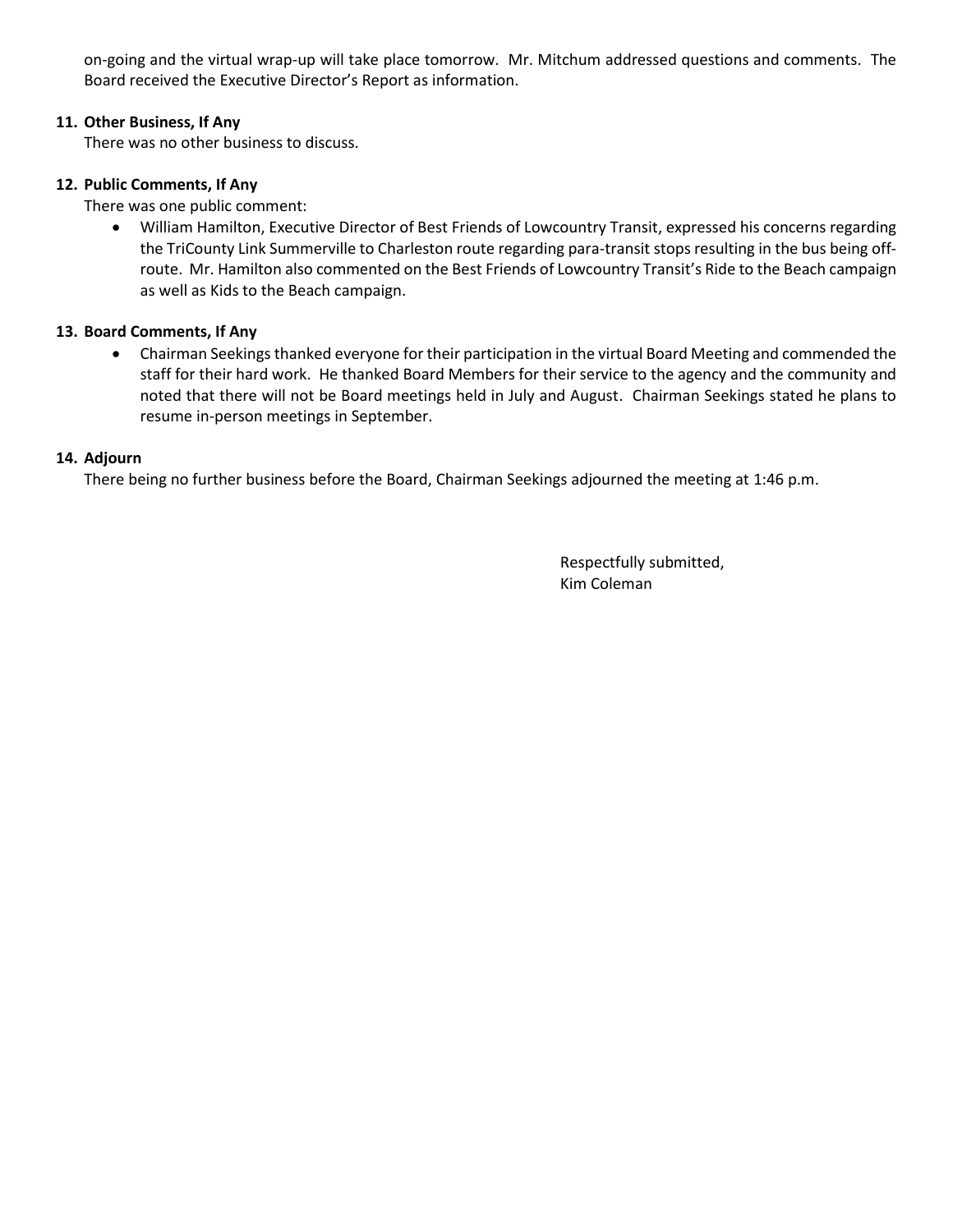on-going and the virtual wrap-up will take place tomorrow. Mr. Mitchum addressed questions and comments. The Board received the Executive Director's Report as information.

**11. Other Business, If Any**

There was no other business to discuss.

**12. Public Comments, If Any**

There was one public comment:

- William Hamilton, Executive Director of Best Friends of Lowcountry Transit, expressed his concerns regarding the TriCounty Link Summerville to Charleston route regarding para-transit stops resulting in the bus being off-route. Mr. Hamilton also commented on the Best Friends of Lowcountry Transit's Ride to the Beach campaign as well as Kids to the Beach campaign.

**13. Board Comments, If Any**

- Chairman Seekings thanked everyone for their participation in the virtual Board Meeting and commended the staff for their hard work. He thanked Board Members for their service to the agency and the community and noted that there will not be Board meetings held in July and August. Chairman Seekings stated he plans to resume in-person meetings in September.

**14. Adjourn**

There being no further business before the Board, Chairman Seekings adjourned the meeting at 1:46 p.m.

Respectfully submitted,
Kim Coleman